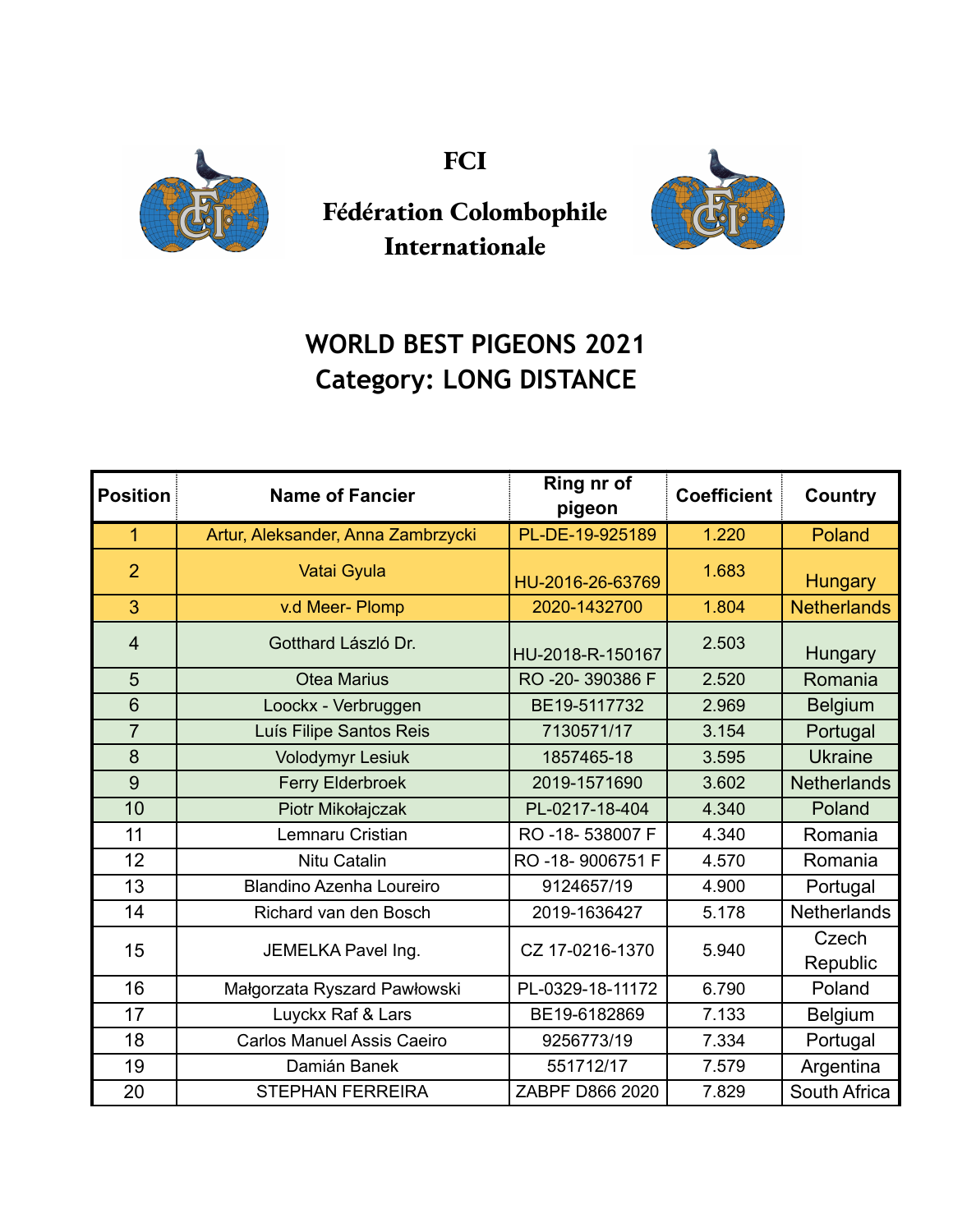# FCI

## Fédération Colombophile Internationale

## WORLD BEST PIGEONS 2021
## Category: LONG DISTANCE

| Position | Name of Fancier | Ring nr of pigeon | Coefficient | Country |
|---|---|---|---|---|
| 1 | Artur, Aleksander, Anna Zambrzycki | PL-DE-19-925189 | 1.220 | Poland |
| 2 | Vatai Gyula | HU-2016-26-63769 | 1.683 | Hungary |
| 3 | v.d Meer- Plomp | 2020-1432700 | 1.804 | Netherlands |
| 4 | Gotthard László Dr. | HU-2018-R-150167 | 2.503 | Hungary |
| 5 | Otea Marius | RO -20- 390386 F | 2.520 | Romania |
| 6 | Loockx - Verbruggen | BE19-5117732 | 2.969 | Belgium |
| 7 | Luís Filipe Santos Reis | 7130571/17 | 3.154 | Portugal |
| 8 | Volodymyr Lesiuk | 1857465-18 | 3.595 | Ukraine |
| 9 | Ferry Elderbroek | 2019-1571690 | 3.602 | Netherlands |
| 10 | Piotr Mikołajczak | PL-0217-18-404 | 4.340 | Poland |
| 11 | Lemnaru Cristian | RO -18- 538007 F | 4.340 | Romania |
| 12 | Nitu Catalin | RO -18- 9006751 F | 4.570 | Romania |
| 13 | Blandino Azenha Loureiro | 9124657/19 | 4.900 | Portugal |
| 14 | Richard van den Bosch | 2019-1636427 | 5.178 | Netherlands |
| 15 | JEMELKA Pavel Ing. | CZ 17-0216-1370 | 5.940 | Czech Republic |
| 16 | Małgorzata Ryszard Pawłowski | PL-0329-18-11172 | 6.790 | Poland |
| 17 | Luyckx Raf & Lars | BE19-6182869 | 7.133 | Belgium |
| 18 | Carlos Manuel Assis Caeiro | 9256773/19 | 7.334 | Portugal |
| 19 | Damián Banek | 551712/17 | 7.579 | Argentina |
| 20 | STEPHAN FERREIRA | ZABPF D866 2020 | 7.829 | South Africa |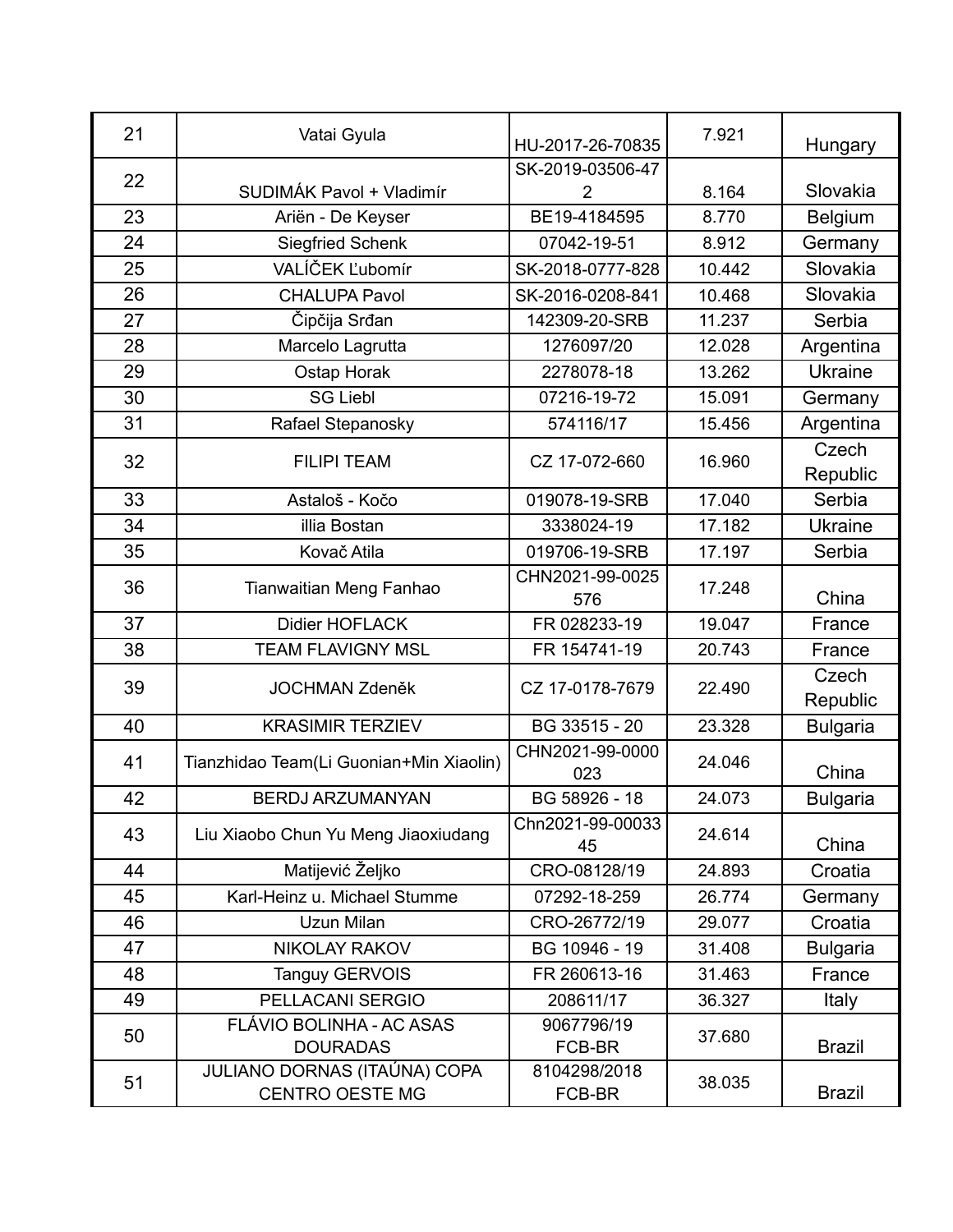| | | | | |
|---|---|---|---|---|
| 21 | Vatai Gyula | HU-2017-26-70835 | 7.921 | Hungary |
| 22 | SUDIMÁK Pavol + Vladimír | SK-2019-03506-472 | 8.164 | Slovakia |
| 23 | Ariën - De Keyser | BE19-4184595 | 8.770 | Belgium |
| 24 | Siegfried Schenk | 07042-19-51 | 8.912 | Germany |
| 25 | VALÍČEK Ľubomír | SK-2018-0777-828 | 10.442 | Slovakia |
| 26 | CHALUPA Pavol | SK-2016-0208-841 | 10.468 | Slovakia |
| 27 | Čipčija Srđan | 142309-20-SRB | 11.237 | Serbia |
| 28 | Marcelo Lagrutta | 1276097/20 | 12.028 | Argentina |
| 29 | Ostap Horak | 2278078-18 | 13.262 | Ukraine |
| 30 | SG Liebl | 07216-19-72 | 15.091 | Germany |
| 31 | Rafael Stepanosky | 574116/17 | 15.456 | Argentina |
| 32 | FILIPI TEAM | CZ 17-072-660 | 16.960 | Czech Republic |
| 33 | Astaloš - Kočo | 019078-19-SRB | 17.040 | Serbia |
| 34 | illia Bostan | 3338024-19 | 17.182 | Ukraine |
| 35 | Kovač Atila | 019706-19-SRB | 17.197 | Serbia |
| 36 | Tianwaitian Meng Fanhao | CHN2021-99-0025576 | 17.248 | China |
| 37 | Didier HOFLACK | FR 028233-19 | 19.047 | France |
| 38 | TEAM FLAVIGNY MSL | FR 154741-19 | 20.743 | France |
| 39 | JOCHMAN Zdeněk | CZ 17-0178-7679 | 22.490 | Czech Republic |
| 40 | KRASIMIR TERZIEV | BG 33515 - 20 | 23.328 | Bulgaria |
| 41 | Tianzhidao Team(Li Guonian+Min Xiaolin) | CHN2021-99-0000023 | 24.046 | China |
| 42 | BERDJ ARZUMANYAN | BG 58926 - 18 | 24.073 | Bulgaria |
| 43 | Liu Xiaobo Chun Yu Meng Jiaoxiudang | Chn2021-99-0003345 | 24.614 | China |
| 44 | Matijević Željko | CRO-08128/19 | 24.893 | Croatia |
| 45 | Karl-Heinz u. Michael Stumme | 07292-18-259 | 26.774 | Germany |
| 46 | Uzun Milan | CRO-26772/19 | 29.077 | Croatia |
| 47 | NIKOLAY RAKOV | BG 10946 - 19 | 31.408 | Bulgaria |
| 48 | Tanguy GERVOIS | FR 260613-16 | 31.463 | France |
| 49 | PELLACANI SERGIO | 208611/17 | 36.327 | Italy |
| 50 | FLÁVIO BOLINHA - AC ASAS DOURADAS | 9067796/19 FCB-BR | 37.680 | Brazil |
| 51 | JULIANO DORNAS (ITAÚNA) COPA CENTRO OESTE MG | 8104298/2018 FCB-BR | 38.035 | Brazil |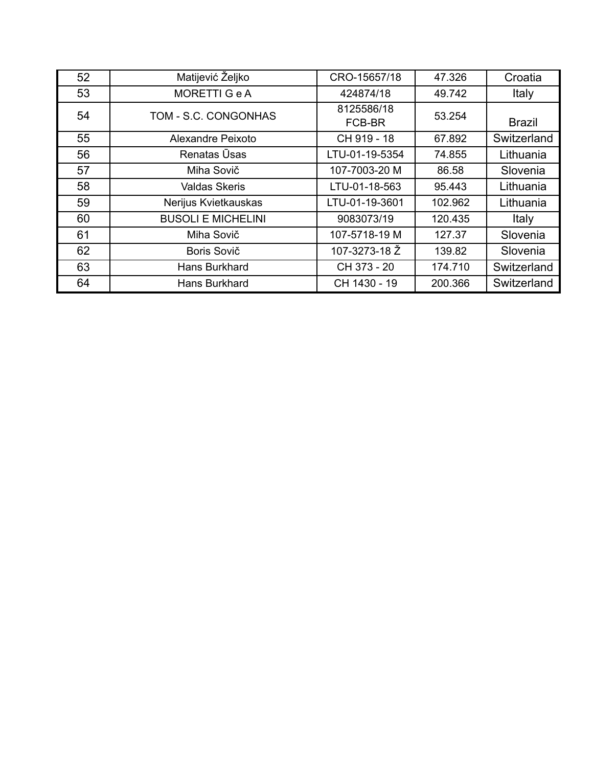| | | | | |
|---|---|---|---|---|
| 52 | Matijević Željko | CRO-15657/18 | 47.326 | Croatia |
| 53 | MORETTI G e A | 424874/18 | 49.742 | Italy |
| 54 | TOM - S.C. CONGONHAS | 8125586/18 FCB-BR | 53.254 | Brazil |
| 55 | Alexandre Peixoto | CH 919 - 18 | 67.892 | Switzerland |
| 56 | Renatas Ūsas | LTU-01-19-5354 | 74.855 | Lithuania |
| 57 | Miha Sovič | 107-7003-20 M | 86.58 | Slovenia |
| 58 | Valdas Skeris | LTU-01-18-563 | 95.443 | Lithuania |
| 59 | Nerijus Kvietkauskas | LTU-01-19-3601 | 102.962 | Lithuania |
| 60 | BUSOLI E MICHELINI | 9083073/19 | 120.435 | Italy |
| 61 | Miha Sovič | 107-5718-19 M | 127.37 | Slovenia |
| 62 | Boris Sovič | 107-3273-18 Ž | 139.82 | Slovenia |
| 63 | Hans Burkhard | CH 373 - 20 | 174.710 | Switzerland |
| 64 | Hans Burkhard | CH 1430 - 19 | 200.366 | Switzerland |